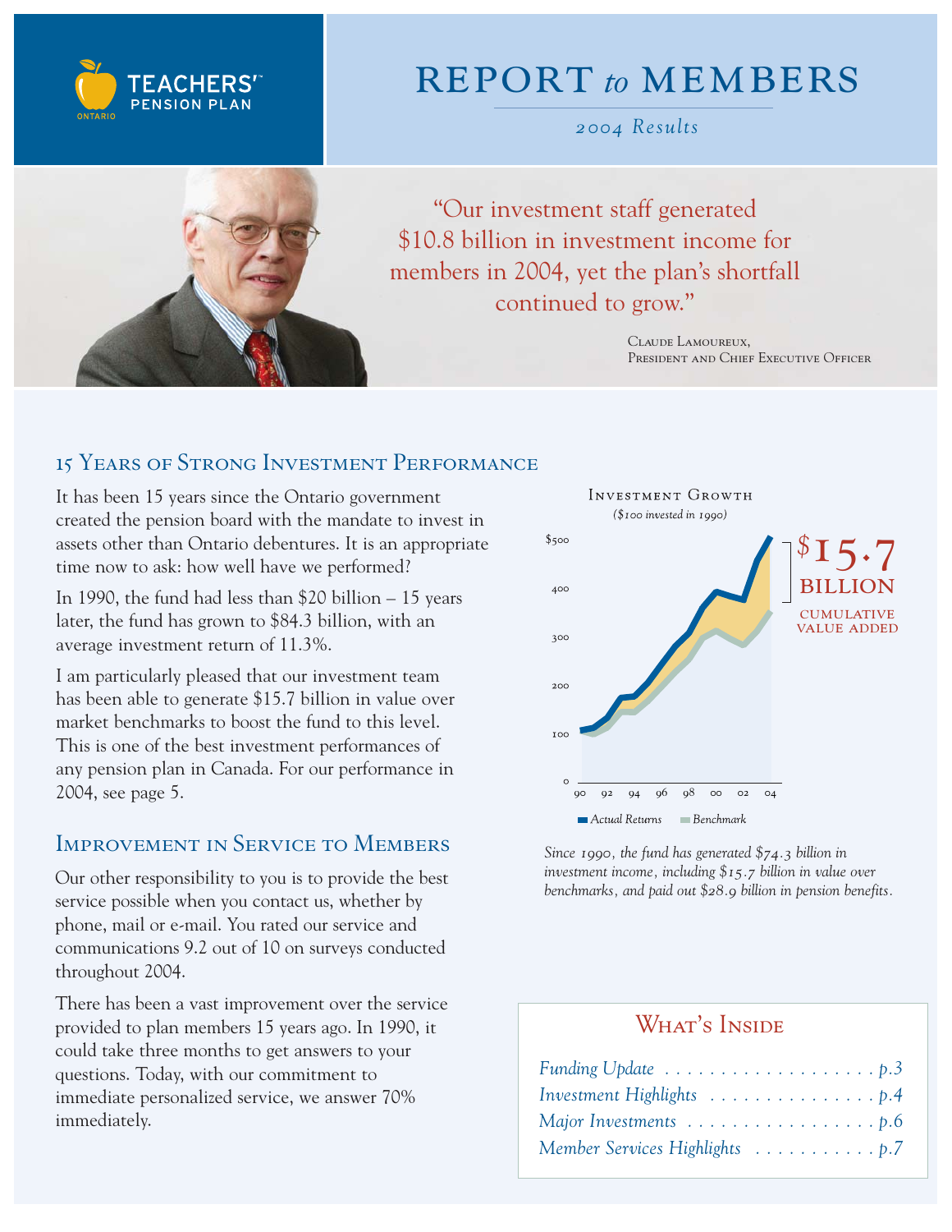TEACHERS' PENSION PLAN ONTARIO

# REPORT *to* MEMBERS

*2004 Results*

"Our investment staff generated $10.8 billion in investment income for members in 2004, yet the plan's shortfall continued to grow."

CLAUDE LAMOUREUX,
PRESIDENT AND CHIEF EXECUTIVE OFFICER

## 15 Years of Strong Investment Performance

It has been 15 years since the Ontario government created the pension board with the mandate to invest in assets other than Ontario debentures. It is an appropriate time now to ask: how well have we performed?

In 1990, the fund had less than $20 billion – 15 years later, the fund has grown to $84.3 billion, with an average investment return of 11.3%.

I am particularly pleased that our investment team has been able to generate $15.7 billion in value over market benchmarks to boost the fund to this level. This is one of the best investment performances of any pension plan in Canada. For our performance in 2004, see page 5.

## Improvement in Service to Members

Our other responsibility to you is to provide the best service possible when you contact us, whether by phone, mail or e-mail. You rated our service and communications 9.2 out of 10 on surveys conducted throughout 2004.

There has been a vast improvement over the service provided to plan members 15 years ago. In 1990, it could take three months to get answers to your questions. Today, with our commitment to immediate personalized service, we answer 70% immediately.

**Investment Growth**

*($100 invested in 1990)*

$15.7 BILLION CUMULATIVE VALUE ADDED

Actual Returns / Benchmark

*Since 1990, the fund has generated $74.3 billion in investment income, including $15.7 billion in value over benchmarks, and paid out $28.9 billion in pension benefits.*

## What's Inside

*Funding Update* . . . . . . . . . . p.3
*Investment Highlights* . . . . . . . . . . p.4
*Major Investments* . . . . . . . . . . p.6
*Member Services Highlights* . . . . . . . . . . p.7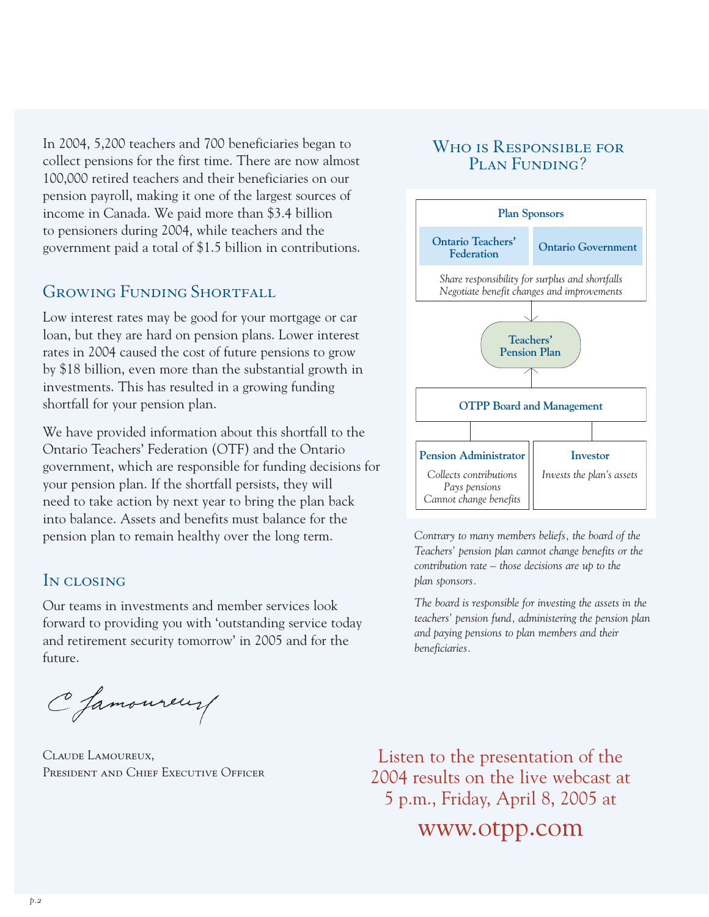In 2004, 5,200 teachers and 700 beneficiaries began to collect pensions for the first time. There are now almost 100,000 retired teachers and their beneficiaries on our pension payroll, making it one of the largest sources of income in Canada. We paid more than $3.4 billion to pensioners during 2004, while teachers and the government paid a total of $1.5 billion in contributions.

## Growing Funding Shortfall

Low interest rates may be good for your mortgage or car loan, but they are hard on pension plans. Lower interest rates in 2004 caused the cost of future pensions to grow by $18 billion, even more than the substantial growth in investments. This has resulted in a growing funding shortfall for your pension plan.

We have provided information about this shortfall to the Ontario Teachers' Federation (OTF) and the Ontario government, which are responsible for funding decisions for your pension plan. If the shortfall persists, they will need to take action by next year to bring the plan back into balance. Assets and benefits must balance for the pension plan to remain healthy over the long term.

## In closing

Our teams in investments and member services look forward to providing you with 'outstanding service today and retirement security tomorrow' in 2005 and for the future.

C Lamoureux

Claude Lamoureux,
President and Chief Executive Officer

## Who is Responsible for Plan Funding?

**Plan Sponsors**

- **Ontario Teachers' Federation**
- **Ontario Government**

*Share responsibility for surplus and shortfalls*
*Negotiate benefit changes and improvements*

**Teachers' Pension Plan**

**OTPP Board and Management**

| **Pension Administrator** | **Investor** |
|---|---|
| *Collects contributions* <br> *Pays pensions* <br> *Cannot change benefits* | *Invests the plan's assets* |

*Contrary to many members beliefs, the board of the Teachers' pension plan cannot change benefits or the contribution rate – those decisions are up to the plan sponsors.*

*The board is responsible for investing the assets in the teachers' pension fund, administering the pension plan and paying pensions to plan members and their beneficiaries.*

Listen to the presentation of the 2004 results on the live webcast at 5 p.m., Friday, April 8, 2005 at

www.otpp.com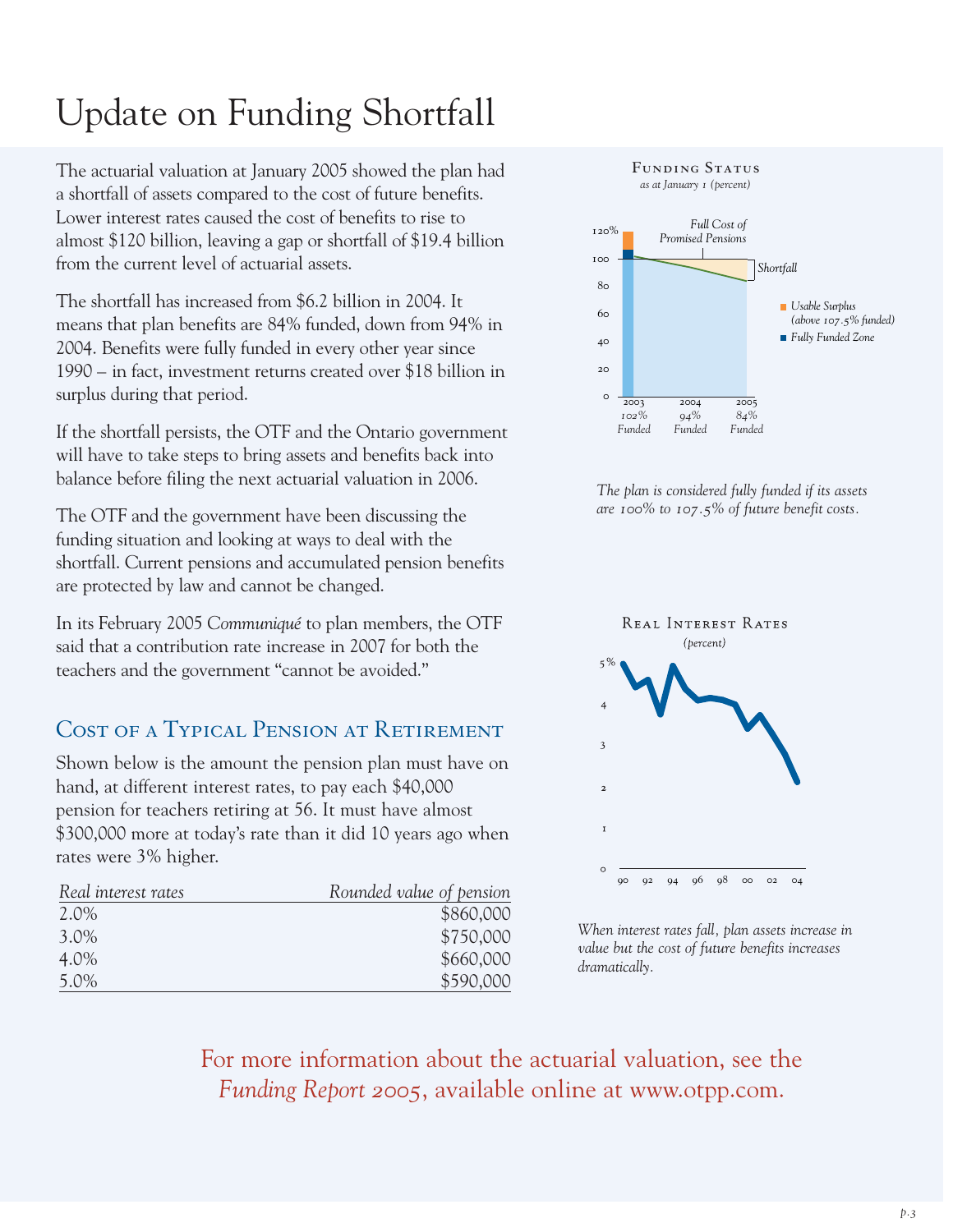# Update on Funding Shortfall

The actuarial valuation at January 2005 showed the plan had a shortfall of assets compared to the cost of future benefits. Lower interest rates caused the cost of benefits to rise to almost $120 billion, leaving a gap or shortfall of $19.4 billion from the current level of actuarial assets.

The shortfall has increased from $6.2 billion in 2004. It means that plan benefits are 84% funded, down from 94% in 2004. Benefits were fully funded in every other year since 1990 – in fact, investment returns created over $18 billion in surplus during that period.

If the shortfall persists, the OTF and the Ontario government will have to take steps to bring assets and benefits back into balance before filing the next actuarial valuation in 2006.

The OTF and the government have been discussing the funding situation and looking at ways to deal with the shortfall. Current pensions and accumulated pension benefits are protected by law and cannot be changed.

In its February 2005 *Communiqué* to plan members, the OTF said that a contribution rate increase in 2007 for both the teachers and the government "cannot be avoided."

## Cost of a Typical Pension at Retirement

Shown below is the amount the pension plan must have on hand, at different interest rates, to pay each $40,000 pension for teachers retiring at 56. It must have almost $300,000 more at today's rate than it did 10 years ago when rates were 3% higher.

| *Real interest rates* | *Rounded value of pension* |
|---|---|
| 2.0% | $860,000 |
| 3.0% | $750,000 |
| 4.0% | $660,000 |
| 5.0% | $590,000 |

**Funding Status**
*as at January 1 (percent)*

*The plan is considered fully funded if its assets are 100% to 107.5% of future benefit costs.*

**Real Interest Rates**
*(percent)*

*When interest rates fall, plan assets increase in value but the cost of future benefits increases dramatically.*

For more information about the actuarial valuation, see the *Funding Report 2005*, available online at www.otpp.com.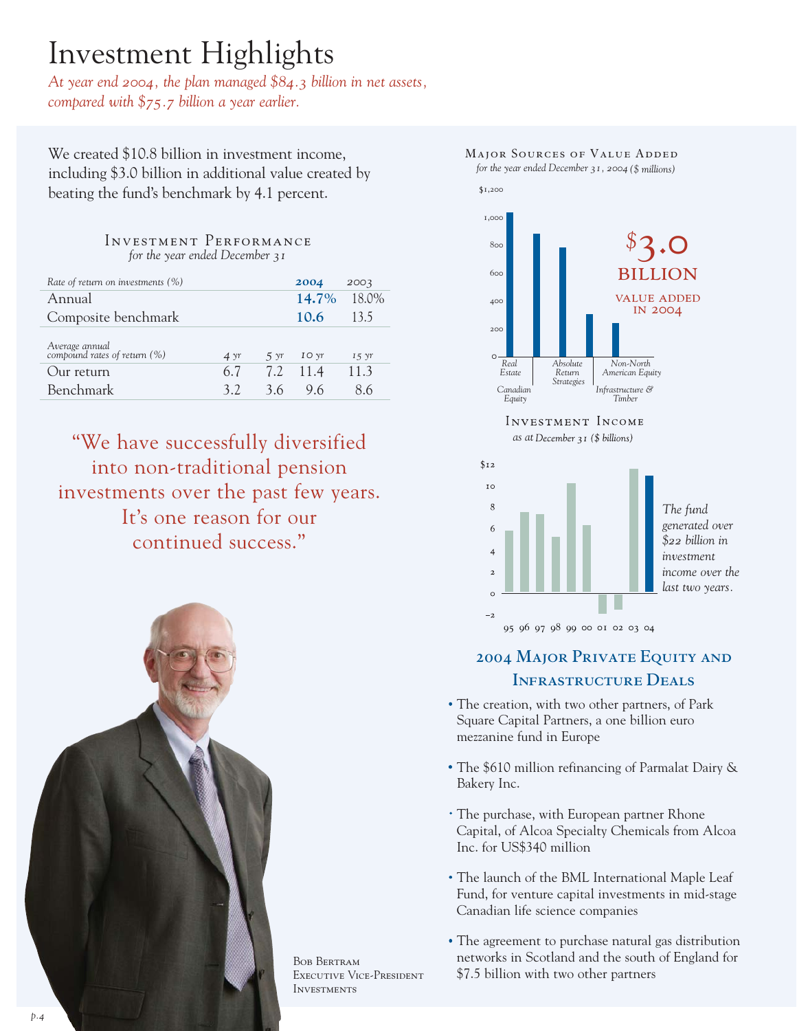# Investment Highlights

*At year end 2004, the plan managed $84.3 billion in net assets, compared with $75.7 billion a year earlier.*

We created $10.8 billion in investment income, including $3.0 billion in additional value created by beating the fund's benchmark by 4.1 percent.

### Investment Performance
*for the year ended December 31*

| *Rate of return on investments (%)* | **2004** | 2003 |
|---|---|---|
| Annual | **14.7%** | 18.0% |
| Composite benchmark | **10.6** | 13.5 |

| *Average annual compound rates of return (%)* | *4 yr* | *5 yr* | *10 yr* | *15 yr* |
|---|---|---|---|---|
| Our return | 6.7 | 7.2 | 11.4 | 11.3 |
| Benchmark | 3.2 | 3.6 | 9.6 | 8.6 |

"We have successfully diversified into non-traditional pension investments over the past few years. It's one reason for our continued success."

Bob Bertram
Executive Vice-President
Investments

### Major Sources of Value Added
*for the year ended December 31, 2004 ($ millions)*

Real Estate, Canadian Equity, Absolute Return Strategies, Infrastructure & Timber, Non-North American Equity

$3.0 BILLION VALUE ADDED IN 2004

### Investment Income
*as at December 31 ($ billions)*

95 96 97 98 99 00 01 02 03 04

*The fund generated over $22 billion in investment income over the last two years.*

## 2004 Major Private Equity and Infrastructure Deals

- The creation, with two other partners, of Park Square Capital Partners, a one billion euro mezzanine fund in Europe
- The $610 million refinancing of Parmalat Dairy & Bakery Inc.
- The purchase, with European partner Rhone Capital, of Alcoa Specialty Chemicals from Alcoa Inc. for US$340 million
- The launch of the BML International Maple Leaf Fund, for venture capital investments in mid-stage Canadian life science companies
- The agreement to purchase natural gas distribution networks in Scotland and the south of England for $7.5 billion with two other partners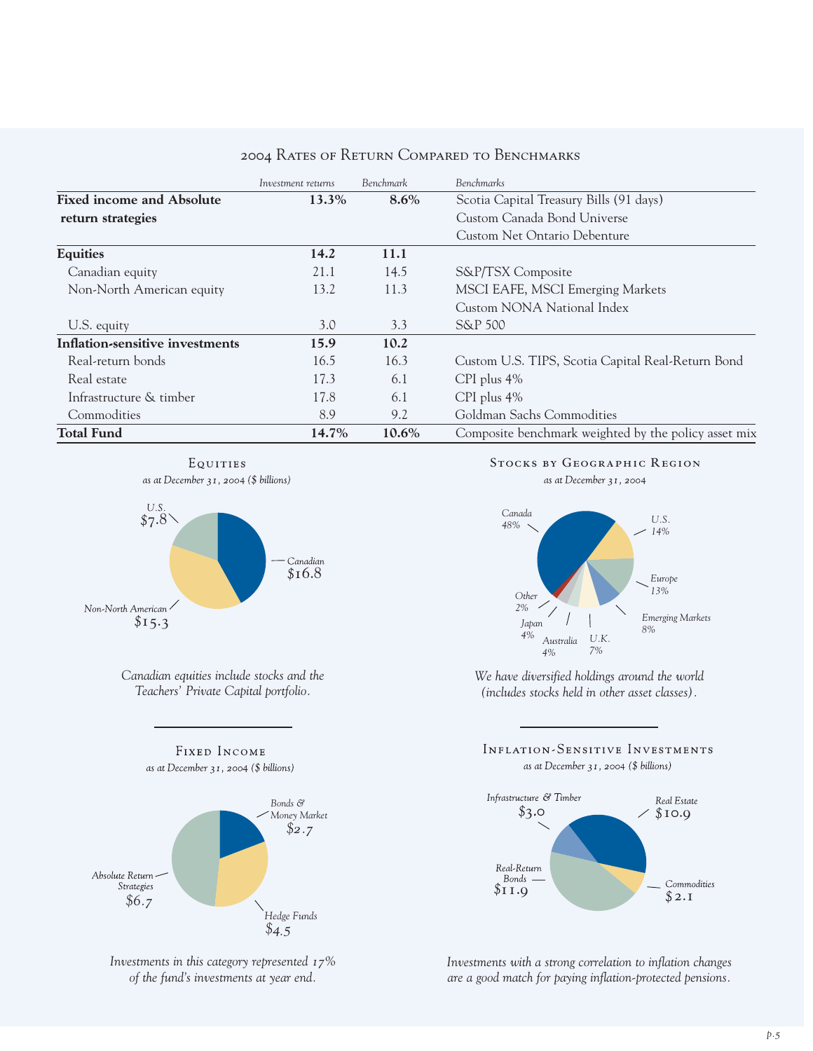## 2004 Rates of Return Compared to Benchmarks

| | *Investment returns* | *Benchmark* | *Benchmarks* |
|---|---|---|---|
| **Fixed income and Absolute return strategies** | **13.3%** | **8.6%** | Scotia Capital Treasury Bills (91 days)<br>Custom Canada Bond Universe<br>Custom Net Ontario Debenture |
| **Equities** | **14.2** | **11.1** | |
| Canadian equity | 21.1 | 14.5 | S&P/TSX Composite |
| Non-North American equity | 13.2 | 11.3 | MSCI EAFE, MSCI Emerging Markets<br>Custom NONA National Index |
| U.S. equity | 3.0 | 3.3 | S&P 500 |
| **Inflation-sensitive investments** | **15.9** | **10.2** | |
| Real-return bonds | 16.5 | 16.3 | Custom U.S. TIPS, Scotia Capital Real-Return Bond |
| Real estate | 17.3 | 6.1 | CPI plus 4% |
| Infrastructure & timber | 17.8 | 6.1 | CPI plus 4% |
| Commodities | 8.9 | 9.2 | Goldman Sachs Commodities |
| **Total Fund** | **14.7%** | **10.6%** | Composite benchmark weighted by the policy asset mix |

### Equities
*as at December 31, 2004 ($ billions)*

- U.S. $7.8
- Canadian $16.8
- Non-North American $15.3

*Canadian equities include stocks and the Teachers' Private Capital portfolio.*

### Stocks by Geographic Region
*as at December 31, 2004*

- Canada 48%
- U.S. 14%
- Europe 13%
- Emerging Markets 8%
- U.K. 7%
- Australia 4%
- Japan 4%
- Other 2%

*We have diversified holdings around the world (includes stocks held in other asset classes).*

### Fixed Income
*as at December 31, 2004 ($ billions)*

- Bonds & Money Market $2.7
- Hedge Funds $4.5
- Absolute Return Strategies $6.7

*Investments in this category represented 17% of the fund's investments at year end.*

### Inflation-Sensitive Investments
*as at December 31, 2004 ($ billions)*

- Infrastructure & Timber $3.0
- Real Estate $10.9
- Real-Return Bonds $11.9
- Commodities $2.1

*Investments with a strong correlation to inflation changes are a good match for paying inflation-protected pensions.*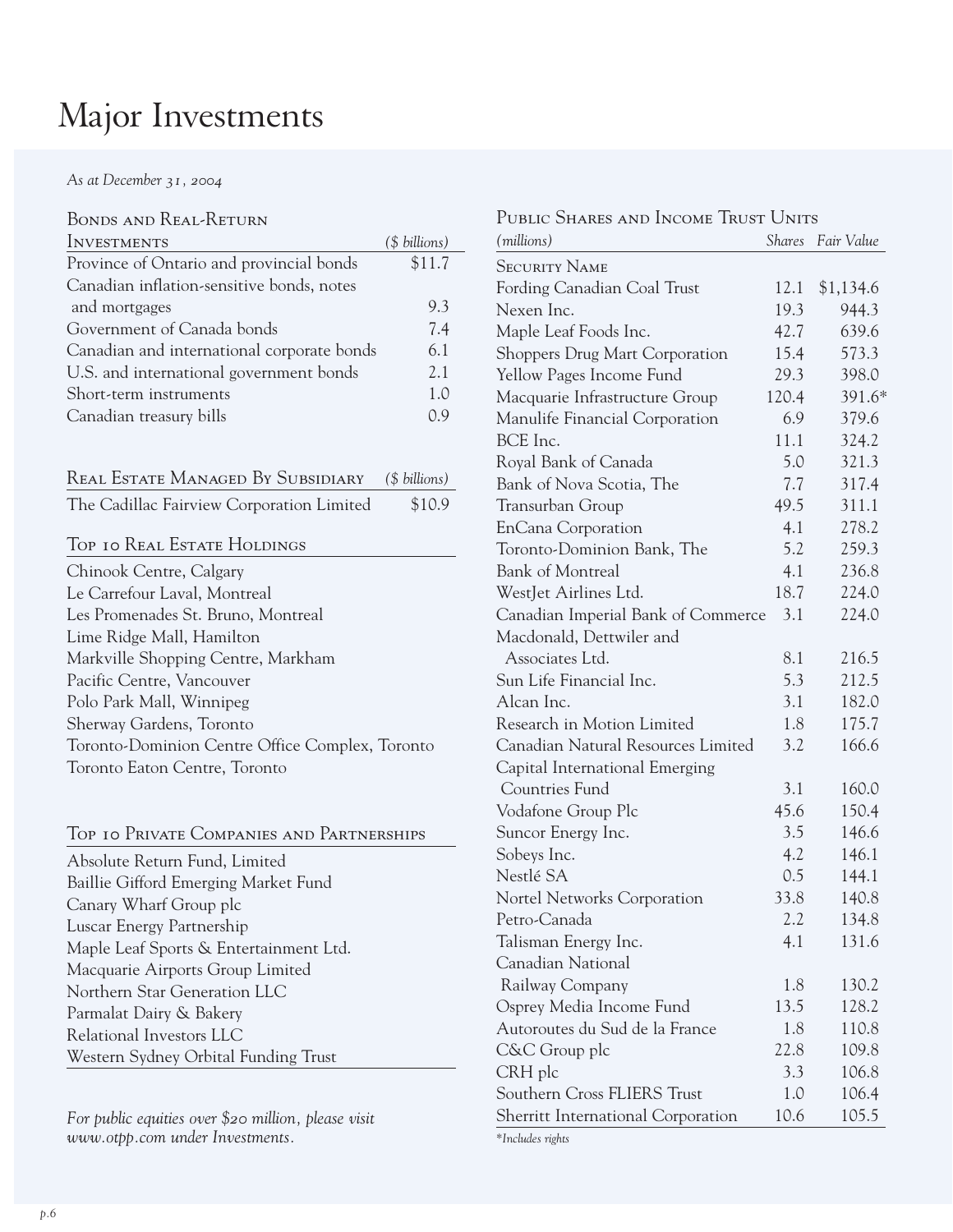# Major Investments

*As at December 31, 2004*

| Bonds and Real-Return Investments | ($ billions) |
|---|---|
| Province of Ontario and provincial bonds | $11.7 |
| Canadian inflation-sensitive bonds, notes and mortgages | 9.3 |
| Government of Canada bonds | 7.4 |
| Canadian and international corporate bonds | 6.1 |
| U.S. and international government bonds | 2.1 |
| Short-term instruments | 1.0 |
| Canadian treasury bills | 0.9 |

| Real Estate Managed By Subsidiary | ($ billions) |
|---|---|
| The Cadillac Fairview Corporation Limited | $10.9 |

**Top 10 Real Estate Holdings**

- Chinook Centre, Calgary
- Le Carrefour Laval, Montreal
- Les Promenades St. Bruno, Montreal
- Lime Ridge Mall, Hamilton
- Markville Shopping Centre, Markham
- Pacific Centre, Vancouver
- Polo Park Mall, Winnipeg
- Sherway Gardens, Toronto
- Toronto-Dominion Centre Office Complex, Toronto
- Toronto Eaton Centre, Toronto

**Top 10 Private Companies and Partnerships**

- Absolute Return Fund, Limited
- Baillie Gifford Emerging Market Fund
- Canary Wharf Group plc
- Luscar Energy Partnership
- Maple Leaf Sports & Entertainment Ltd.
- Macquarie Airports Group Limited
- Northern Star Generation LLC
- Parmalat Dairy & Bakery
- Relational Investors LLC
- Western Sydney Orbital Funding Trust

*For public equities over $20 million, please visit www.otpp.com under Investments.*

**Public Shares and Income Trust Units**

| Security Name (millions) | Shares | Fair Value |
|---|---|---|
| Fording Canadian Coal Trust | 12.1 | $1,134.6 |
| Nexen Inc. | 19.3 | 944.3 |
| Maple Leaf Foods Inc. | 42.7 | 639.6 |
| Shoppers Drug Mart Corporation | 15.4 | 573.3 |
| Yellow Pages Income Fund | 29.3 | 398.0 |
| Macquarie Infrastructure Group | 120.4 | 391.6* |
| Manulife Financial Corporation | 6.9 | 379.6 |
| BCE Inc. | 11.1 | 324.2 |
| Royal Bank of Canada | 5.0 | 321.3 |
| Bank of Nova Scotia, The | 7.7 | 317.4 |
| Transurban Group | 49.5 | 311.1 |
| EnCana Corporation | 4.1 | 278.2 |
| Toronto-Dominion Bank, The | 5.2 | 259.3 |
| Bank of Montreal | 4.1 | 236.8 |
| WestJet Airlines Ltd. | 18.7 | 224.0 |
| Canadian Imperial Bank of Commerce | 3.1 | 224.0 |
| Macdonald, Dettwiler and Associates Ltd. | 8.1 | 216.5 |
| Sun Life Financial Inc. | 5.3 | 212.5 |
| Alcan Inc. | 3.1 | 182.0 |
| Research in Motion Limited | 1.8 | 175.7 |
| Canadian Natural Resources Limited | 3.2 | 166.6 |
| Capital International Emerging Countries Fund | 3.1 | 160.0 |
| Vodafone Group Plc | 45.6 | 150.4 |
| Suncor Energy Inc. | 3.5 | 146.6 |
| Sobeys Inc. | 4.2 | 146.1 |
| Nestlé SA | 0.5 | 144.1 |
| Nortel Networks Corporation | 33.8 | 140.8 |
| Petro-Canada | 2.2 | 134.8 |
| Talisman Energy Inc. | 4.1 | 131.6 |
| Canadian National Railway Company | 1.8 | 130.2 |
| Osprey Media Income Fund | 13.5 | 128.2 |
| Autoroutes du Sud de la France | 1.8 | 110.8 |
| C&C Group plc | 22.8 | 109.8 |
| CRH plc | 3.3 | 106.8 |
| Southern Cross FLIERS Trust | 1.0 | 106.4 |
| Sherritt International Corporation | 10.6 | 105.5 |

*Includes rights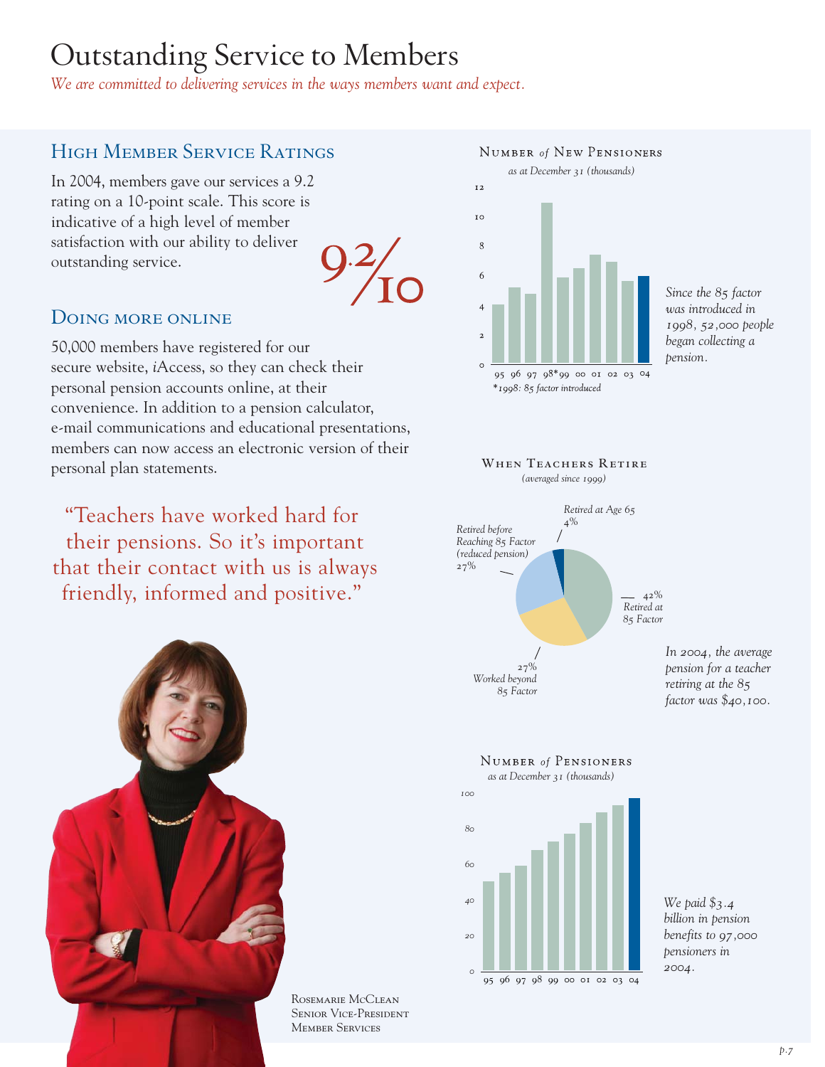# Outstanding Service to Members

*We are committed to delivering services in the ways members want and expect.*

## High Member Service Ratings

In 2004, members gave our services a 9.2 rating on a 10-point scale. This score is indicative of a high level of member satisfaction with our ability to deliver outstanding service.

9.2/10

## Doing more online

50,000 members have registered for our secure website, *i*Access, so they can check their personal pension accounts online, at their convenience. In addition to a pension calculator, e-mail communications and educational presentations, members can now access an electronic version of their personal plan statements.

"Teachers have worked hard for their pensions. So it's important that their contact with us is always friendly, informed and positive."

Rosemarie McClean
Senior Vice-President
Member Services

### Number *of* New Pensioners

*as at December 31 (thousands)*

95 96 97 98* 99 00 01 02 03 04

*\*1998: 85 factor introduced*

*Since the 85 factor was introduced in 1998, 52,000 people began collecting a pension.*

### When Teachers Retire

*(averaged since 1999)*

- Retired at 85 Factor: 42%
- Worked beyond 85 Factor: 27%
- Retired before Reaching 85 Factor (reduced pension): 27%
- Retired at Age 65: 4%

*In 2004, the average pension for a teacher retiring at the 85 factor was $40,100.*

### Number *of* Pensioners

*as at December 31 (thousands)*

95 96 97 98 99 00 01 02 03 04

*We paid $3.4 billion in pension benefits to 97,000 pensioners in 2004.*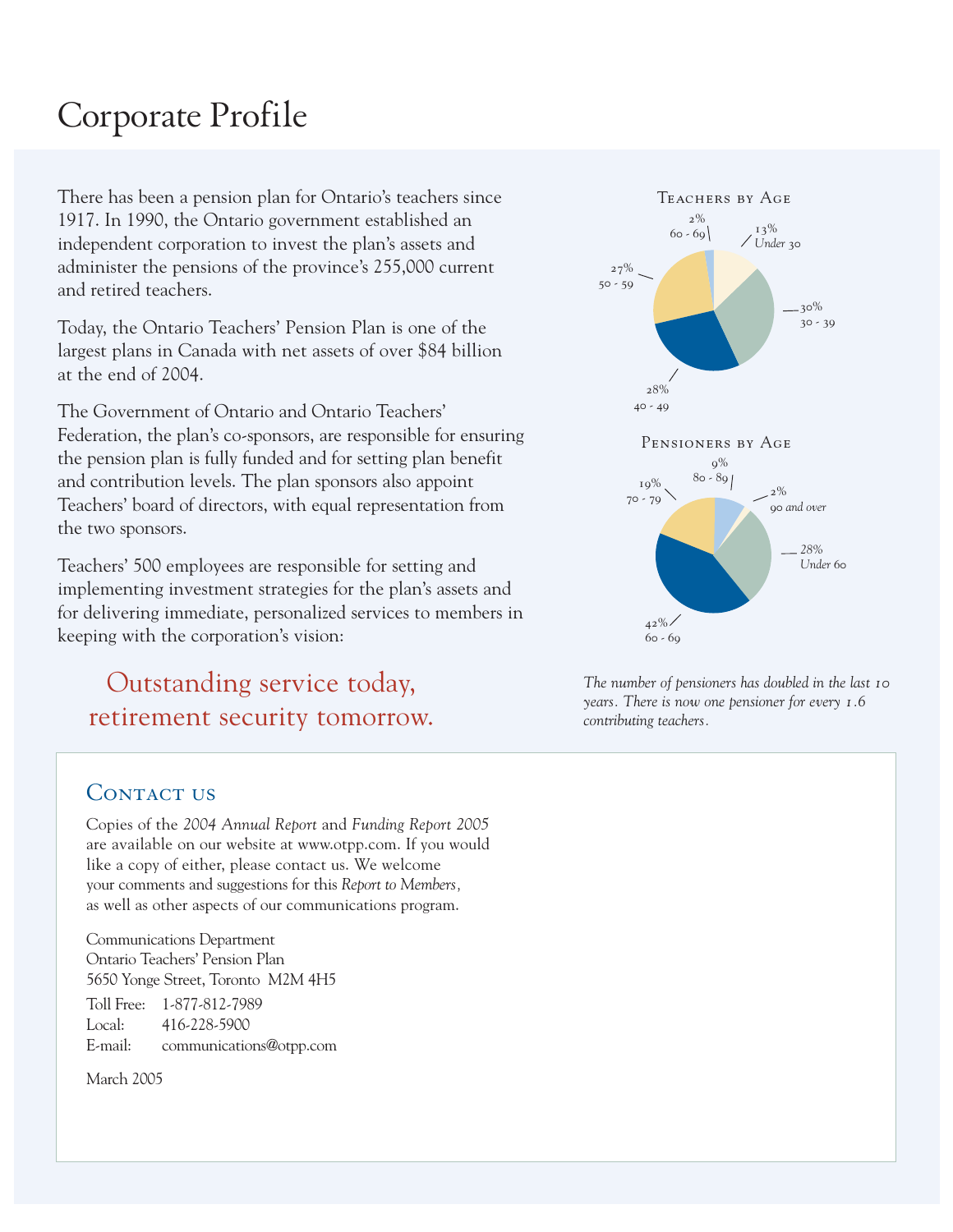# Corporate Profile

There has been a pension plan for Ontario's teachers since 1917. In 1990, the Ontario government established an independent corporation to invest the plan's assets and administer the pensions of the province's 255,000 current and retired teachers.

Today, the Ontario Teachers' Pension Plan is one of the largest plans in Canada with net assets of over $84 billion at the end of 2004.

The Government of Ontario and Ontario Teachers' Federation, the plan's co-sponsors, are responsible for ensuring the pension plan is fully funded and for setting plan benefit and contribution levels. The plan sponsors also appoint Teachers' board of directors, with equal representation from the two sponsors.

Teachers' 500 employees are responsible for setting and implementing investment strategies for the plan's assets and for delivering immediate, personalized services to members in keeping with the corporation's vision:

Outstanding service today, retirement security tomorrow.

TEACHERS BY AGE

13% Under 30
30% 30 - 39
28% 40 - 49
27% 50 - 59
2% 60 - 69

PENSIONERS BY AGE

9% 80 - 89
2% 90 and over
28% Under 60
42% 60 - 69
19% 70 - 79

*The number of pensioners has doubled in the last 10 years. There is now one pensioner for every 1.6 contributing teachers.*

## CONTACT US

Copies of the *2004 Annual Report* and *Funding Report 2005* are available on our website at www.otpp.com. If you would like a copy of either, please contact us. We welcome your comments and suggestions for this *Report to Members,* as well as other aspects of our communications program.

Communications Department
Ontario Teachers' Pension Plan
5650 Yonge Street, Toronto M2M 4H5

Toll Free: 1-877-812-7989
Local: 416-228-5900
E-mail: communications@otpp.com

March 2005